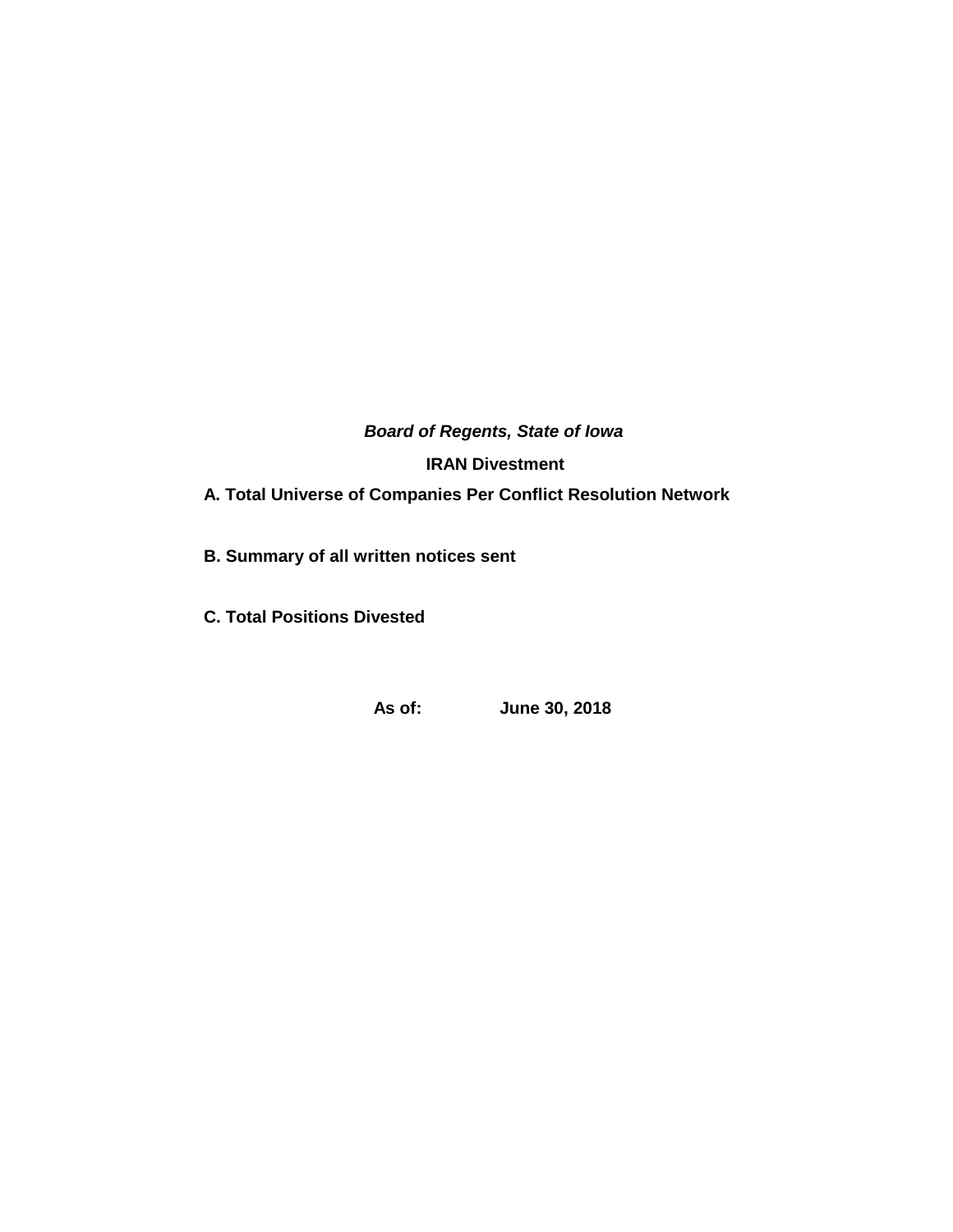***Board of Regents, State of Iowa***

**IRAN Divestment**

**A. Total Universe of Companies Per Conflict Resolution Network**

**B. Summary of all written notices sent**

**C. Total Positions Divested**

**As of: June 30, 2018**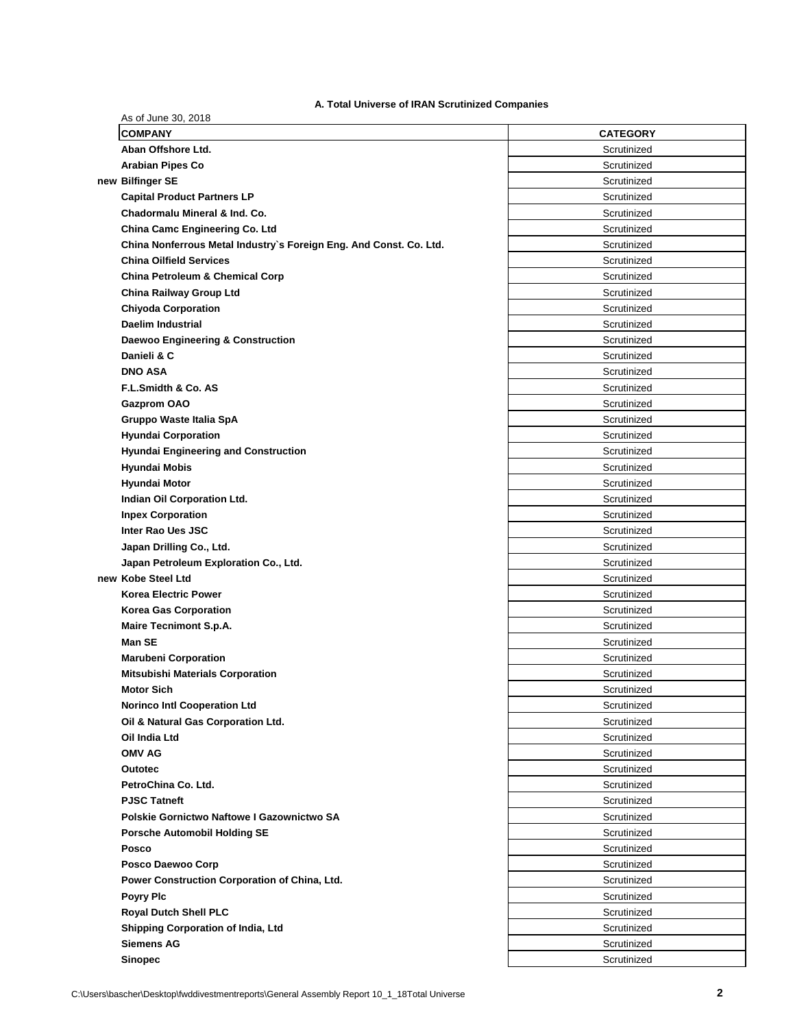**A. Total Universe of IRAN Scrutinized Companies**

As of June 30, 2018

| | COMPANY | CATEGORY |
|---|---|---|
| | Aban Offshore Ltd. | Scrutinized |
| | Arabian Pipes Co | Scrutinized |
| new | Bilfinger SE | Scrutinized |
| | Capital Product Partners LP | Scrutinized |
| | Chadormalu Mineral & Ind. Co. | Scrutinized |
| | China Camc Engineering Co. Ltd | Scrutinized |
| | China Nonferrous Metal Industry`s Foreign Eng. And Const. Co. Ltd. | Scrutinized |
| | China Oilfield Services | Scrutinized |
| | China Petroleum & Chemical Corp | Scrutinized |
| | China Railway Group Ltd | Scrutinized |
| | Chiyoda Corporation | Scrutinized |
| | Daelim Industrial | Scrutinized |
| | Daewoo Engineering & Construction | Scrutinized |
| | Danieli & C | Scrutinized |
| | DNO ASA | Scrutinized |
| | F.L.Smidth & Co. AS | Scrutinized |
| | Gazprom OAO | Scrutinized |
| | Gruppo Waste Italia SpA | Scrutinized |
| | Hyundai Corporation | Scrutinized |
| | Hyundai Engineering and Construction | Scrutinized |
| | Hyundai Mobis | Scrutinized |
| | Hyundai Motor | Scrutinized |
| | Indian Oil Corporation Ltd. | Scrutinized |
| | Inpex Corporation | Scrutinized |
| | Inter Rao Ues JSC | Scrutinized |
| | Japan Drilling Co., Ltd. | Scrutinized |
| | Japan Petroleum Exploration Co., Ltd. | Scrutinized |
| new | Kobe Steel Ltd | Scrutinized |
| | Korea Electric Power | Scrutinized |
| | Korea Gas Corporation | Scrutinized |
| | Maire Tecnimont S.p.A. | Scrutinized |
| | Man SE | Scrutinized |
| | Marubeni Corporation | Scrutinized |
| | Mitsubishi Materials Corporation | Scrutinized |
| | Motor Sich | Scrutinized |
| | Norinco Intl Cooperation Ltd | Scrutinized |
| | Oil & Natural Gas Corporation Ltd. | Scrutinized |
| | Oil India Ltd | Scrutinized |
| | OMV AG | Scrutinized |
| | Outotec | Scrutinized |
| | PetroChina Co. Ltd. | Scrutinized |
| | PJSC Tatneft | Scrutinized |
| | Polskie Gornictwo Naftowe I Gazownictwo SA | Scrutinized |
| | Porsche Automobil Holding SE | Scrutinized |
| | Posco | Scrutinized |
| | Posco Daewoo Corp | Scrutinized |
| | Power Construction Corporation of China, Ltd. | Scrutinized |
| | Poyry Plc | Scrutinized |
| | Royal Dutch Shell PLC | Scrutinized |
| | Shipping Corporation of India, Ltd | Scrutinized |
| | Siemens AG | Scrutinized |
| | Sinopec | Scrutinized |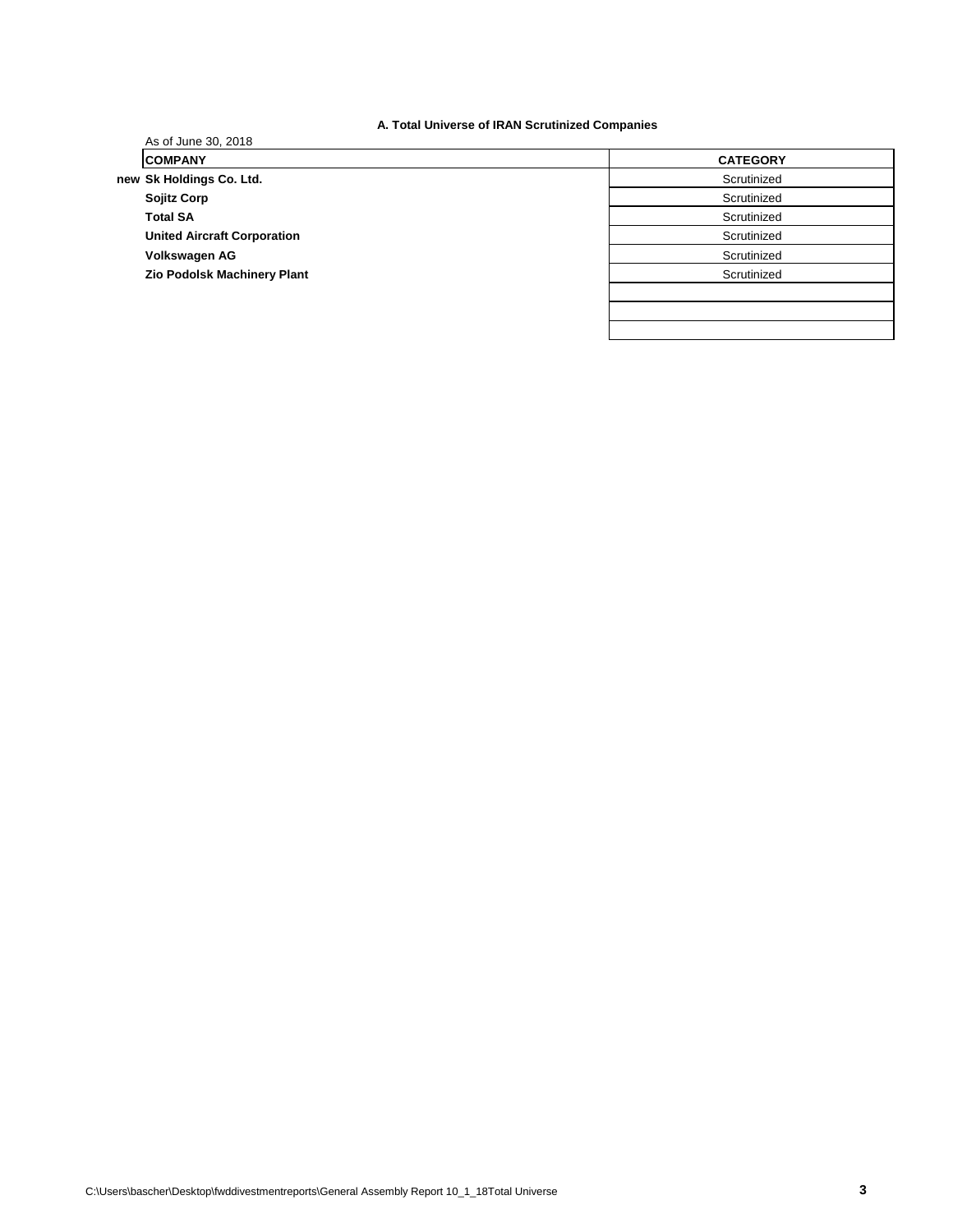**A. Total Universe of IRAN Scrutinized Companies**

As of June 30, 2018

| | COMPANY | CATEGORY |
|---|---|---|
| new | **Sk Holdings Co. Ltd.** | Scrutinized |
| | **Sojitz Corp** | Scrutinized |
| | **Total SA** | Scrutinized |
| | **United Aircraft Corporation** | Scrutinized |
| | **Volkswagen AG** | Scrutinized |
| | **Zio Podolsk Machinery Plant** | Scrutinized |
| | | |
| | | |
| | | |

C:\Users\bascher\Desktop\fwddivestmentreports\General Assembly Report 10_1_18Total Universe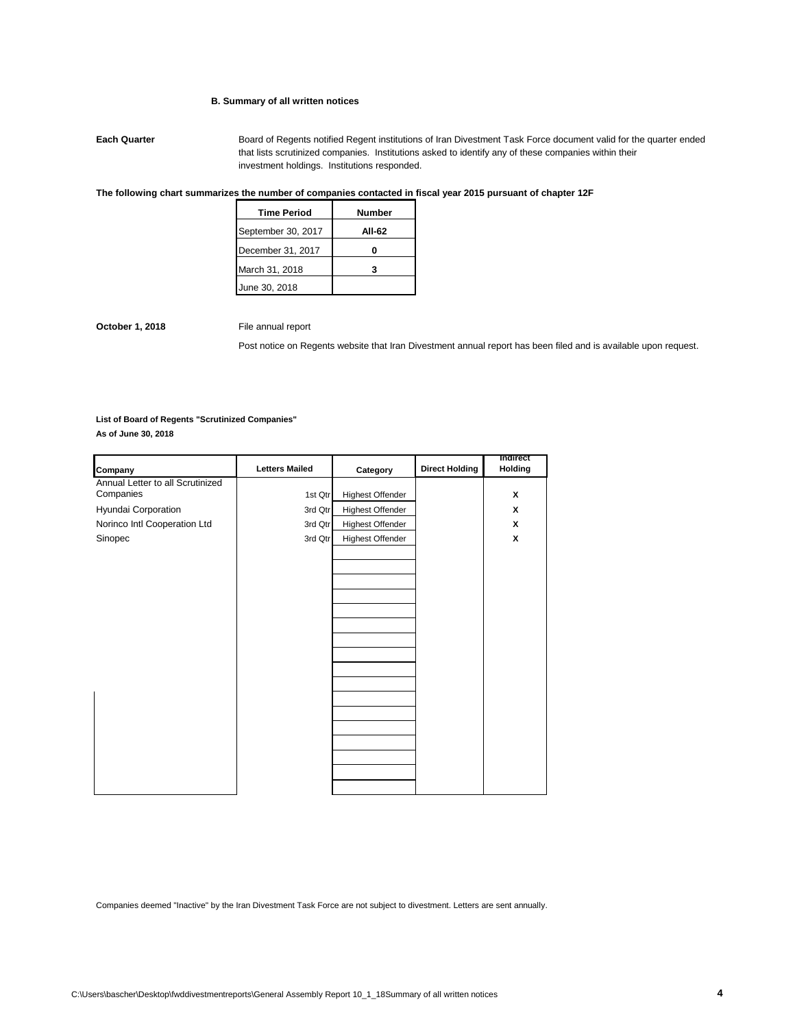### B. Summary of all written notices

**Each Quarter** Board of Regents notified Regent institutions of Iran Divestment Task Force document valid for the quarter ended that lists scrutinized companies. Institutions asked to identify any of these companies within their investment holdings. Institutions responded.

**The following chart summarizes the number of companies contacted in fiscal year 2015 pursuant of chapter 12F**

| Time Period | Number |
|---|---|
| September 30, 2017 | **All-62** |
| December 31, 2017 | **0** |
| March 31, 2018 | **3** |
| June 30, 2018 | |

**October 1, 2018** File annual report

Post notice on Regents website that Iran Divestment annual report has been filed and is available upon request.

**List of Board of Regents "Scrutinized Companies"**
**As of June 30, 2018**

| Company | Letters Mailed | Category | Direct Holding | Indirect Holding |
|---|---|---|---|---|
| Annual Letter to all Scrutinized Companies | 1st Qtr | Highest Offender | | X |
| Hyundai Corporation | 3rd Qtr | Highest Offender | | X |
| Norinco Intl Cooperation Ltd | 3rd Qtr | Highest Offender | | X |
| Sinopec | 3rd Qtr | Highest Offender | | X |

Companies deemed "Inactive" by the Iran Divestment Task Force are not subject to divestment. Letters are sent annually.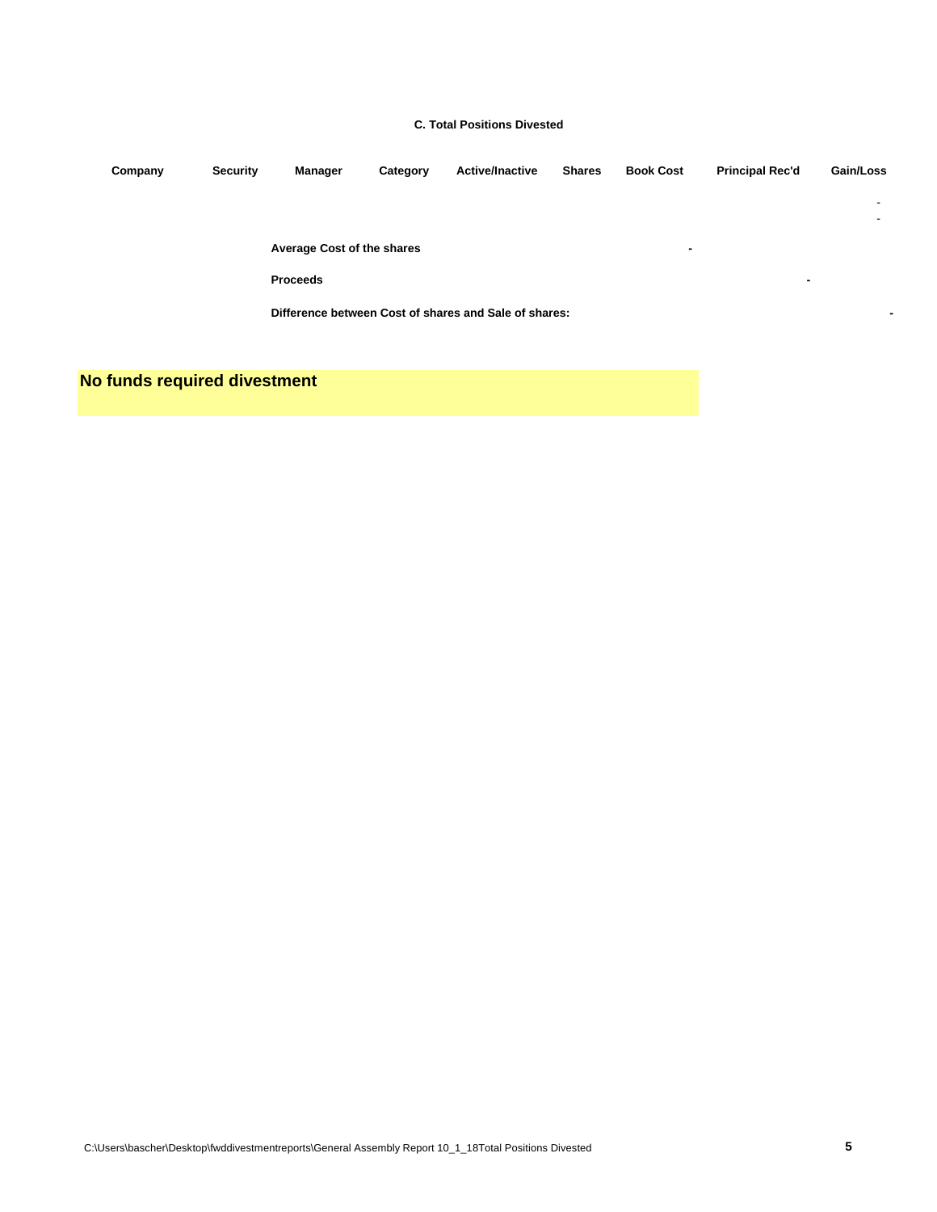### C. Total Positions Divested

| Company | Security | Manager | Category | Active/Inactive | Shares | Book Cost | Principal Rec'd | Gain/Loss |
|---|---|---|---|---|---|---|---|---|
| | | | | | | | | - |
| | | | | | | | | - |

**Average Cost of the shares** **-**

**Proceeds** **-**

**Difference between Cost of shares and Sale of shares:** **-**

**No funds required divestment**

C:\Users\bascher\Desktop\fwddivestmentreports\General Assembly Report 10_1_18Total Positions Divested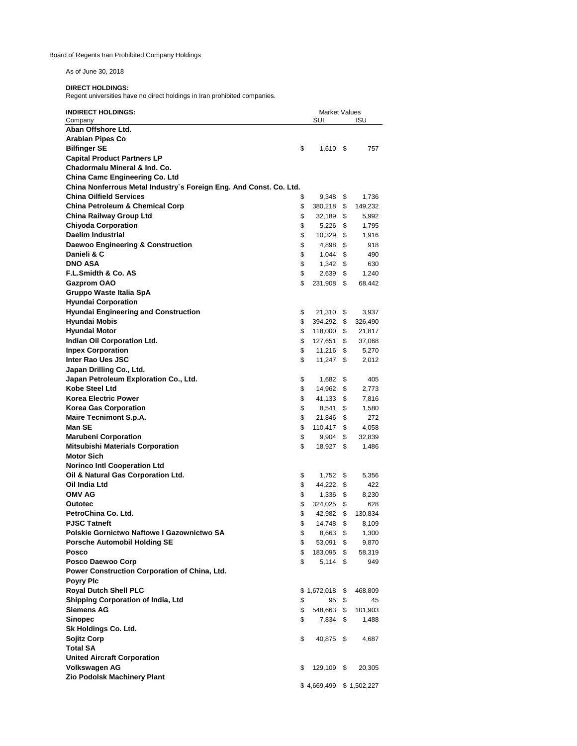Board of Regents Iran Prohibited Company Holdings

As of June 30, 2018

**DIRECT HOLDINGS:**
Regent universities have no direct holdings in Iran prohibited companies.

| **INDIRECT HOLDINGS:** | Market Values | |
|---|---|---|
| Company | SUI | ISU |
| **Aban Offshore Ltd.** | | |
| **Arabian Pipes Co** | | |
| **Bilfinger SE** | $ 1,610 | $ 757 |
| **Capital Product Partners LP** | | |
| **Chadormalu Mineral & Ind. Co.** | | |
| **China Camc Engineering Co. Ltd** | | |
| **China Nonferrous Metal Industry`s Foreign Eng. And Const. Co. Ltd.** | | |
| **China Oilfield Services** | $ 9,348 | $ 1,736 |
| **China Petroleum & Chemical Corp** | $ 380,218 | $ 149,232 |
| **China Railway Group Ltd** | $ 32,189 | $ 5,992 |
| **Chiyoda Corporation** | $ 5,226 | $ 1,795 |
| **Daelim Industrial** | $ 10,329 | $ 1,916 |
| **Daewoo Engineering & Construction** | $ 4,898 | $ 918 |
| **Danieli & C** | $ 1,044 | $ 490 |
| **DNO ASA** | $ 1,342 | $ 630 |
| **F.L.Smidth & Co. AS** | $ 2,639 | $ 1,240 |
| **Gazprom OAO** | $ 231,908 | $ 68,442 |
| **Gruppo Waste Italia SpA** | | |
| **Hyundai Corporation** | | |
| **Hyundai Engineering and Construction** | $ 21,310 | $ 3,937 |
| **Hyundai Mobis** | $ 394,292 | $ 326,490 |
| **Hyundai Motor** | $ 118,000 | $ 21,817 |
| **Indian Oil Corporation Ltd.** | $ 127,651 | $ 37,068 |
| **Inpex Corporation** | $ 11,216 | $ 5,270 |
| **Inter Rao Ues JSC** | $ 11,247 | $ 2,012 |
| **Japan Drilling Co., Ltd.** | | |
| **Japan Petroleum Exploration Co., Ltd.** | $ 1,682 | $ 405 |
| **Kobe Steel Ltd** | $ 14,962 | $ 2,773 |
| **Korea Electric Power** | $ 41,133 | $ 7,816 |
| **Korea Gas Corporation** | $ 8,541 | $ 1,580 |
| **Maire Tecnimont S.p.A.** | $ 21,846 | $ 272 |
| **Man SE** | $ 110,417 | $ 4,058 |
| **Marubeni Corporation** | $ 9,904 | $ 32,839 |
| **Mitsubishi Materials Corporation** | $ 18,927 | $ 1,486 |
| **Motor Sich** | | |
| **Norinco Intl Cooperation Ltd** | | |
| **Oil & Natural Gas Corporation Ltd.** | $ 1,752 | $ 5,356 |
| **Oil India Ltd** | $ 44,222 | $ 422 |
| **OMV AG** | $ 1,336 | $ 8,230 |
| **Outotec** | $ 324,025 | $ 628 |
| **PetroChina Co. Ltd.** | $ 42,982 | $ 130,834 |
| **PJSC Tatneft** | $ 14,748 | $ 8,109 |
| **Polskie Gornictwo Naftowe I Gazownictwo SA** | $ 8,663 | $ 1,300 |
| **Porsche Automobil Holding SE** | $ 53,091 | $ 9,870 |
| **Posco** | $ 183,095 | $ 58,319 |
| **Posco Daewoo Corp** | $ 5,114 | $ 949 |
| **Power Construction Corporation of China, Ltd.** | | |
| **Poyry Plc** | | |
| **Royal Dutch Shell PLC** | $ 1,672,018 | $ 468,809 |
| **Shipping Corporation of India, Ltd** | $ 95 | $ 45 |
| **Siemens AG** | $ 548,663 | $ 101,903 |
| **Sinopec** | $ 7,834 | $ 1,488 |
| **Sk Holdings Co. Ltd.** | | |
| **Sojitz Corp** | $ 40,875 | $ 4,687 |
| **Total SA** | | |
| **United Aircraft Corporation** | | |
| **Volkswagen AG** | $ 129,109 | $ 20,305 |
| **Zio Podolsk Machinery Plant** | | |
| | $ 4,669,499 | $ 1,502,227 |